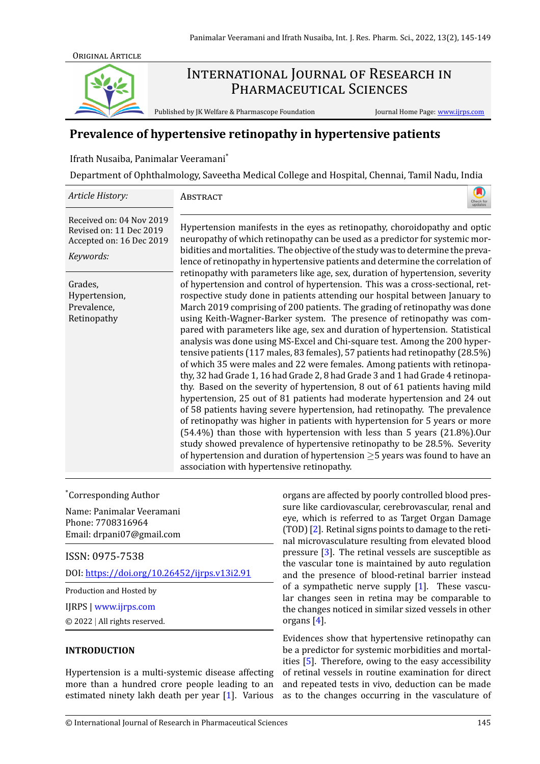ORIGINAL ARTICLE

# International Journal of Research in Pharmaceutical Sciences

Published by JK Welfare & Pharmascope Foundation    Journal Home Page: www.ijrps.com

# Prevalence of hypertensive retinopathy in hypertensive patients

Ifrath Nusaiba, Panimalar Veeramani*

Department of Ophthalmology, Saveetha Medical College and Hospital, Chennai, Tamil Nadu, India

*Article History:*

Received on: 04 Nov 2019
Revised on: 11 Dec 2019
Accepted on: 16 Dec 2019

*Keywords:*

Grades,
Hypertension,
Prevalence,
Retinopathy

## Abstract

Hypertension manifests in the eyes as retinopathy, choroidopathy and optic neuropathy of which retinopathy can be used as a predictor for systemic morbidities and mortalities. The objective of the study was to determine the prevalence of retinopathy in hypertensive patients and determine the correlation of retinopathy with parameters like age, sex, duration of hypertension, severity of hypertension and control of hypertension. This was a cross-sectional, retrospective study done in patients attending our hospital between January to March 2019 comprising of 200 patients. The grading of retinopathy was done using Keith-Wagner-Barker system. The presence of retinopathy was compared with parameters like age, sex and duration of hypertension. Statistical analysis was done using MS-Excel and Chi-square test. Among the 200 hypertensive patients (117 males, 83 females), 57 patients had retinopathy (28.5%) of which 35 were males and 22 were females. Among patients with retinopathy, 32 had Grade 1, 16 had Grade 2, 8 had Grade 3 and 1 had Grade 4 retinopathy. Based on the severity of hypertension, 8 out of 61 patients having mild hypertension, 25 out of 81 patients had moderate hypertension and 24 out of 58 patients having severe hypertension, had retinopathy. The prevalence of retinopathy was higher in patients with hypertension for 5 years or more (54.4%) than those with hypertension with less than 5 years (21.8%).Our study showed prevalence of hypertensive retinopathy to be 28.5%. Severity of hypertension and duration of hypertension $\geq$5 years was found to have an association with hypertensive retinopathy.

*Corresponding Author

Name: Panimalar Veeramani
Phone: 7708316964
Email: drpani07@gmail.com

ISSN: 0975-7538

DOI: https://doi.org/10.26452/ijrps.v13i2.91

Production and Hosted by

IJRPS | www.ijrps.com

© 2022 | All rights reserved.

## INTRODUCTION

Hypertension is a multi-systemic disease affecting more than a hundred crore people leading to an estimated ninety lakh death per year [1]. Various organs are affected by poorly controlled blood pressure like cardiovascular, cerebrovascular, renal and eye, which is referred to as Target Organ Damage (TOD) [2]. Retinal signs points to damage to the retinal microvasculature resulting from elevated blood pressure [3]. The retinal vessels are susceptible as the vascular tone is maintained by auto regulation and the presence of blood-retinal barrier instead of a sympathetic nerve supply [1]. These vascular changes seen in retina may be comparable to the changes noticed in similar sized vessels in other organs [4].

Evidences show that hypertensive retinopathy can be a predictor for systemic morbidities and mortalities [5]. Therefore, owing to the easy accessibility of retinal vessels in routine examination for direct and repeated tests in vivo, deduction can be made as to the changes occurring in the vasculature of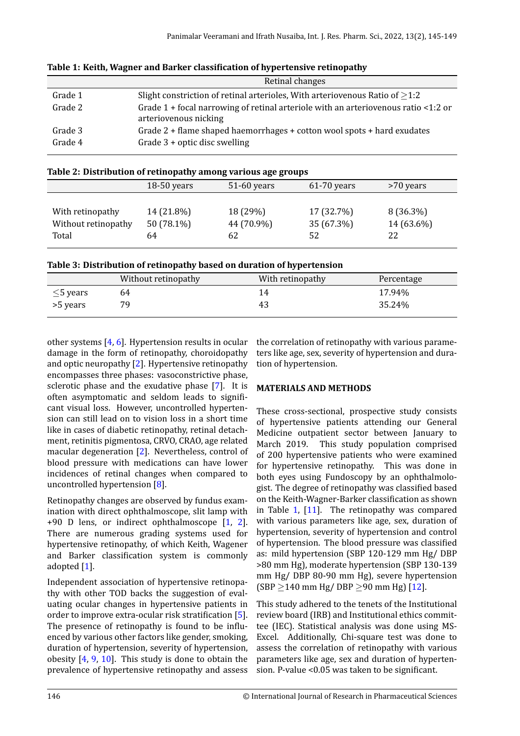**Table 1: Keith, Wagner and Barker classification of hypertensive retinopathy**

| | Retinal changes |
|---|---|
| Grade 1 | Slight constriction of retinal arterioles, With arteriovenous Ratio of ≥1:2 |
| Grade 2 | Grade 1 + focal narrowing of retinal arteriole with an arteriovenous ratio <1:2 or arteriovenous nicking |
| Grade 3 | Grade 2 + flame shaped haemorrhages + cotton wool spots + hard exudates |
| Grade 4 | Grade 3 + optic disc swelling |

**Table 2: Distribution of retinopathy among various age groups**

| | 18-50 years | 51-60 years | 61-70 years | >70 years |
|---|---|---|---|---|
| With retinopathy | 14 (21.8%) | 18 (29%) | 17 (32.7%) | 8 (36.3%) |
| Without retinopathy | 50 (78.1%) | 44 (70.9%) | 35 (67.3%) | 14 (63.6%) |
| Total | 64 | 62 | 52 | 22 |

**Table 3: Distribution of retinopathy based on duration of hypertension**

| | Without retinopathy | With retinopathy | Percentage |
|---|---|---|---|
| ≤5 years | 64 | 14 | 17.94% |
| >5 years | 79 | 43 | 35.24% |

other systems [4, 6]. Hypertension results in ocular damage in the form of retinopathy, choroidopathy and optic neuropathy [2]. Hypertensive retinopathy encompasses three phases: vasoconstrictive phase, sclerotic phase and the exudative phase [7]. It is often asymptomatic and seldom leads to significant visual loss. However, uncontrolled hypertension can still lead on to vision loss in a short time like in cases of diabetic retinopathy, retinal detachment, retinitis pigmentosa, CRVO, CRAO, age related macular degeneration [2]. Nevertheless, control of blood pressure with medications can have lower incidences of retinal changes when compared to uncontrolled hypertension [8].

Retinopathy changes are observed by fundus examination with direct ophthalmoscope, slit lamp with +90 D lens, or indirect ophthalmoscope [1, 2]. There are numerous grading systems used for hypertensive retinopathy, of which Keith, Wagener and Barker classification system is commonly adopted [1].

Independent association of hypertensive retinopathy with other TOD backs the suggestion of evaluating ocular changes in hypertensive patients in order to improve extra-ocular risk stratification [5]. The presence of retinopathy is found to be influenced by various other factors like gender, smoking, duration of hypertension, severity of hypertension, obesity [4, 9, 10]. This study is done to obtain the prevalence of hypertensive retinopathy and assess the correlation of retinopathy with various parameters like age, sex, severity of hypertension and duration of hypertension.

## MATERIALS AND METHODS

These cross-sectional, prospective study consists of hypertensive patients attending our General Medicine outpatient sector between January to March 2019. This study population comprised of 200 hypertensive patients who were examined for hypertensive retinopathy. This was done in both eyes using Fundoscopy by an ophthalmologist. The degree of retinopathy was classified based on the Keith-Wagner-Barker classification as shown in Table 1, [11]. The retinopathy was compared with various parameters like age, sex, duration of hypertension, severity of hypertension and control of hypertension. The blood pressure was classified as: mild hypertension (SBP 120-129 mm Hg/ DBP >80 mm Hg), moderate hypertension (SBP 130-139 mm Hg/ DBP 80-90 mm Hg), severe hypertension (SBP ≥140 mm Hg/ DBP ≥90 mm Hg) [12].

This study adhered to the tenets of the Institutional review board (IRB) and Institutional ethics committee (IEC). Statistical analysis was done using MS-Excel. Additionally, Chi-square test was done to assess the correlation of retinopathy with various parameters like age, sex and duration of hypertension. P-value <0.05 was taken to be significant.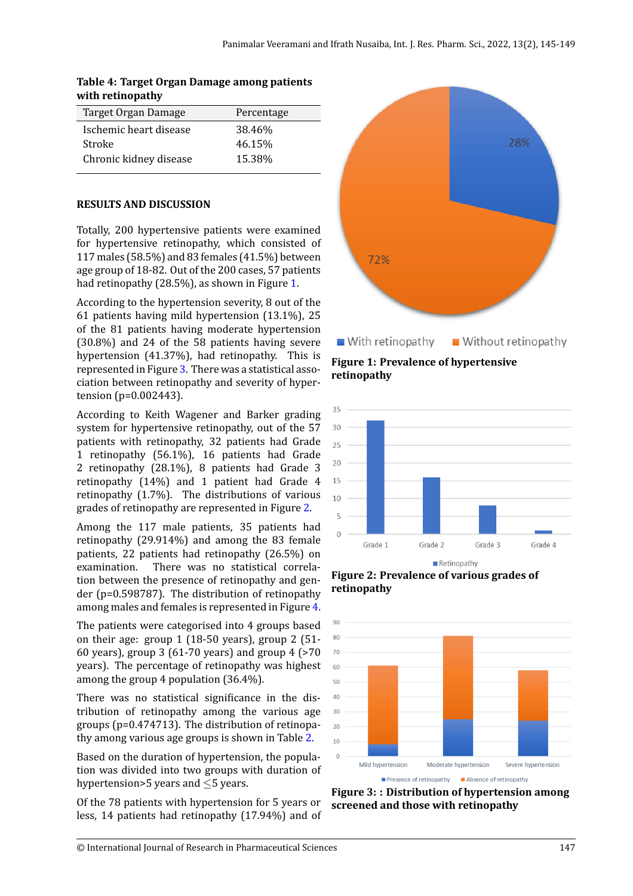**Table 4: Target Organ Damage among patients with retinopathy**

| Target Organ Damage | Percentage |
|---|---|
| Ischemic heart disease | 38.46% |
| Stroke | 46.15% |
| Chronic kidney disease | 15.38% |

## RESULTS AND DISCUSSION

Totally, 200 hypertensive patients were examined for hypertensive retinopathy, which consisted of 117 males (58.5%) and 83 females (41.5%) between age group of 18-82. Out of the 200 cases, 57 patients had retinopathy (28.5%), as shown in Figure 1.

According to the hypertension severity, 8 out of the 61 patients having mild hypertension (13.1%), 25 of the 81 patients having moderate hypertension (30.8%) and 24 of the 58 patients having severe hypertension (41.37%), had retinopathy. This is represented in Figure 3. There was a statistical association between retinopathy and severity of hypertension (p=0.002443).

According to Keith Wagener and Barker grading system for hypertensive retinopathy, out of the 57 patients with retinopathy, 32 patients had Grade 1 retinopathy (56.1%), 16 patients had Grade 2 retinopathy (28.1%), 8 patients had Grade 3 retinopathy (14%) and 1 patient had Grade 4 retinopathy (1.7%). The distributions of various grades of retinopathy are represented in Figure 2.

Among the 117 male patients, 35 patients had retinopathy (29.914%) and among the 83 female patients, 22 patients had retinopathy (26.5%) on examination. There was no statistical correlation between the presence of retinopathy and gender (p=0.598787). The distribution of retinopathy among males and females is represented in Figure 4.

The patients were categorised into 4 groups based on their age: group 1 (18-50 years), group 2 (51-60 years), group 3 (61-70 years) and group 4 (>70 years). The percentage of retinopathy was highest among the group 4 population (36.4%).

There was no statistical significance in the distribution of retinopathy among the various age groups (p=0.474713). The distribution of retinopathy among various age groups is shown in Table 2.

Based on the duration of hypertension, the population was divided into two groups with duration of hypertension>5 years and $\leq$5 years.

Of the 78 patients with hypertension for 5 years or less, 14 patients had retinopathy (17.94%) and of

**Figure 1: Prevalence of hypertensive retinopathy**

**Figure 2: Prevalence of various grades of retinopathy**

**Figure 3: : Distribution of hypertension among screened and those with retinopathy**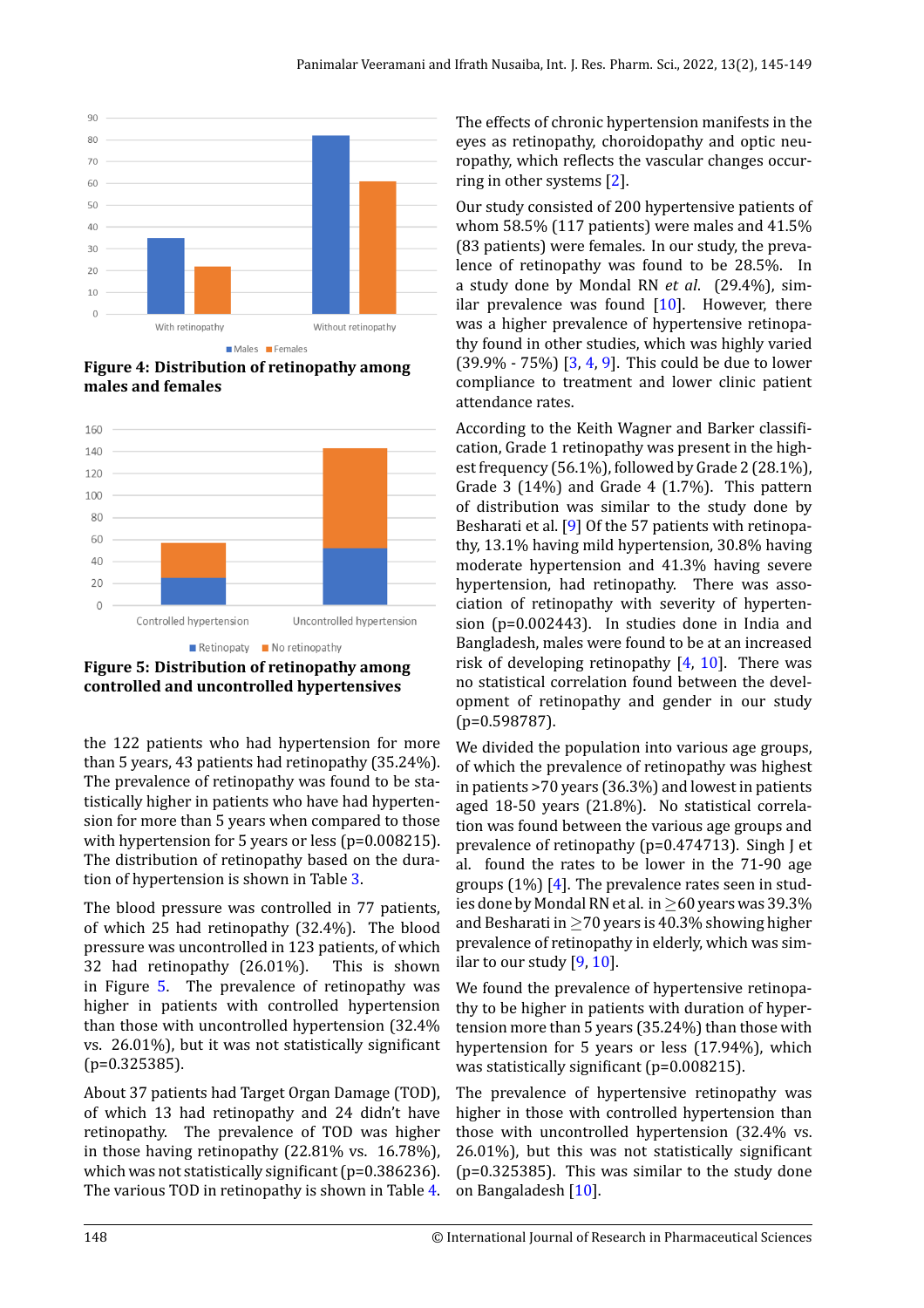**Figure 4: Distribution of retinopathy among males and females**

**Figure 5: Distribution of retinopathy among controlled and uncontrolled hypertensives**

the 122 patients who had hypertension for more than 5 years, 43 patients had retinopathy (35.24%). The prevalence of retinopathy was found to be statistically higher in patients who have had hypertension for more than 5 years when compared to those with hypertension for 5 years or less (p=0.008215). The distribution of retinopathy based on the duration of hypertension is shown in Table 3.

The blood pressure was controlled in 77 patients, of which 25 had retinopathy (32.4%). The blood pressure was uncontrolled in 123 patients, of which 32 had retinopathy (26.01%). This is shown in Figure 5. The prevalence of retinopathy was higher in patients with controlled hypertension than those with uncontrolled hypertension (32.4% vs. 26.01%), but it was not statistically significant (p=0.325385).

About 37 patients had Target Organ Damage (TOD), of which 13 had retinopathy and 24 didn't have retinopathy. The prevalence of TOD was higher in those having retinopathy (22.81% vs. 16.78%), which was not statistically significant (p=0.386236). The various TOD in retinopathy is shown in Table 4.

The effects of chronic hypertension manifests in the eyes as retinopathy, choroidopathy and optic neuropathy, which reflects the vascular changes occurring in other systems [2].

Our study consisted of 200 hypertensive patients of whom 58.5% (117 patients) were males and 41.5% (83 patients) were females. In our study, the prevalence of retinopathy was found to be 28.5%. In a study done by Mondal RN *et al.* (29.4%), similar prevalence was found [10]. However, there was a higher prevalence of hypertensive retinopathy found in other studies, which was highly varied (39.9% - 75%) [3, 4, 9]. This could be due to lower compliance to treatment and lower clinic patient attendance rates.

According to the Keith Wagner and Barker classification, Grade 1 retinopathy was present in the highest frequency (56.1%), followed by Grade 2 (28.1%), Grade 3 (14%) and Grade 4 (1.7%). This pattern of distribution was similar to the study done by Besharati et al. [9] Of the 57 patients with retinopathy, 13.1% having mild hypertension, 30.8% having moderate hypertension and 41.3% having severe hypertension, had retinopathy. There was association of retinopathy with severity of hypertension (p=0.002443). In studies done in India and Bangladesh, males were found to be at an increased risk of developing retinopathy [4, 10]. There was no statistical correlation found between the development of retinopathy and gender in our study (p=0.598787).

We divided the population into various age groups, of which the prevalence of retinopathy was highest in patients >70 years (36.3%) and lowest in patients aged 18-50 years (21.8%). No statistical correlation was found between the various age groups and prevalence of retinopathy (p=0.474713). Singh J et al. found the rates to be lower in the 71-90 age groups (1%) [4]. The prevalence rates seen in studies done by Mondal RN et al. in $\geq$60 years was 39.3% and Besharati in $\geq$70 years is 40.3% showing higher prevalence of retinopathy in elderly, which was similar to our study [9, 10].

We found the prevalence of hypertensive retinopathy to be higher in patients with duration of hypertension more than 5 years (35.24%) than those with hypertension for 5 years or less (17.94%), which was statistically significant (p=0.008215).

The prevalence of hypertensive retinopathy was higher in those with controlled hypertension than those with uncontrolled hypertension (32.4% vs. 26.01%), but this was not statistically significant (p=0.325385). This was similar to the study done on Bangaladesh [10].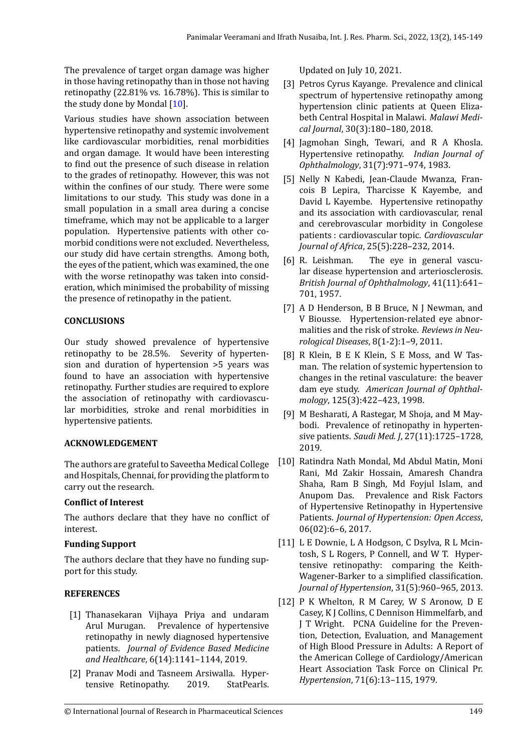The prevalence of target organ damage was higher in those having retinopathy than in those not having retinopathy (22.81% vs. 16.78%). This is similar to the study done by Mondal [10].

Various studies have shown association between hypertensive retinopathy and systemic involvement like cardiovascular morbidities, renal morbidities and organ damage. It would have been interesting to find out the presence of such disease in relation to the grades of retinopathy. However, this was not within the confines of our study. There were some limitations to our study. This study was done in a small population in a small area during a concise timeframe, which may not be applicable to a larger population. Hypertensive patients with other co-morbid conditions were not excluded. Nevertheless, our study did have certain strengths. Among both, the eyes of the patient, which was examined, the one with the worse retinopathy was taken into consideration, which minimised the probability of missing the presence of retinopathy in the patient.

## CONCLUSIONS

Our study showed prevalence of hypertensive retinopathy to be 28.5%. Severity of hypertension and duration of hypertension >5 years was found to have an association with hypertensive retinopathy. Further studies are required to explore the association of retinopathy with cardiovascular morbidities, stroke and renal morbidities in hypertensive patients.

## ACKNOWLEDGEMENT

The authors are grateful to Saveetha Medical College and Hospitals, Chennai, for providing the platform to carry out the research.

### Conflict of Interest

The authors declare that they have no conflict of interest.

### Funding Support

The authors declare that they have no funding support for this study.

## REFERENCES

[1] Thanasekaran Vijhaya Priya and undaram Arul Murugan. Prevalence of hypertensive retinopathy in newly diagnosed hypertensive patients. *Journal of Evidence Based Medicine and Healthcare*, 6(14):1141–1144, 2019.

[2] Pranav Modi and Tasneem Arsiwalla. Hypertensive Retinopathy. 2019. StatPearls. Updated on July 10, 2021.

[3] Petros Cyrus Kayange. Prevalence and clinical spectrum of hypertensive retinopathy among hypertension clinic patients at Queen Elizabeth Central Hospital in Malawi. *Malawi Medical Journal*, 30(3):180–180, 2018.

[4] Jagmohan Singh, Tewari, and R A Khosla. Hypertensive retinopathy. *Indian Journal of Ophthalmology*, 31(7):971–974, 1983.

[5] Nelly N Kabedi, Jean-Claude Mwanza, Francois B Lepira, Tharcisse K Kayembe, and David L Kayembe. Hypertensive retinopathy and its association with cardiovascular, renal and cerebrovascular morbidity in Congolese patients : cardiovascular topic. *Cardiovascular Journal of Africa*, 25(5):228–232, 2014.

[6] R. Leishman. The eye in general vascular disease hypertension and arteriosclerosis. *British Journal of Ophthalmology*, 41(11):641–701, 1957.

[7] A D Henderson, B B Bruce, N J Newman, and V Biousse. Hypertension-related eye abnormalities and the risk of stroke. *Reviews in Neurological Diseases*, 8(1-2):1–9, 2011.

[8] R Klein, B E K Klein, S E Moss, and W Tasman. The relation of systemic hypertension to changes in the retinal vasculature: the beaver dam eye study. *American Journal of Ophthalmology*, 125(3):422–423, 1998.

[9] M Besharati, A Rastegar, M Shoja, and M Maybodi. Prevalence of retinopathy in hypertensive patients. *Saudi Med. J*, 27(11):1725–1728, 2019.

[10] Ratindra Nath Mondal, Md Abdul Matin, Moni Rani, Md Zakir Hossain, Amaresh Chandra Shaha, Ram B Singh, Md Foyjul Islam, and Anupom Das. Prevalence and Risk Factors of Hypertensive Retinopathy in Hypertensive Patients. *Journal of Hypertension: Open Access*, 06(02):6–6, 2017.

[11] L E Downie, L A Hodgson, C Dsylva, R L Mcintosh, S L Rogers, P Connell, and W T. Hypertensive retinopathy: comparing the Keith-Wagener-Barker to a simplified classification. *Journal of Hypertension*, 31(5):960–965, 2013.

[12] P K Whelton, R M Carey, W S Aronow, D E Casey, K J Collins, C Dennison Himmelfarb, and J T Wright. PCNA Guideline for the Prevention, Detection, Evaluation, and Management of High Blood Pressure in Adults: A Report of the American College of Cardiology/American Heart Association Task Force on Clinical Pr. *Hypertension*, 71(6):13–115, 1979.